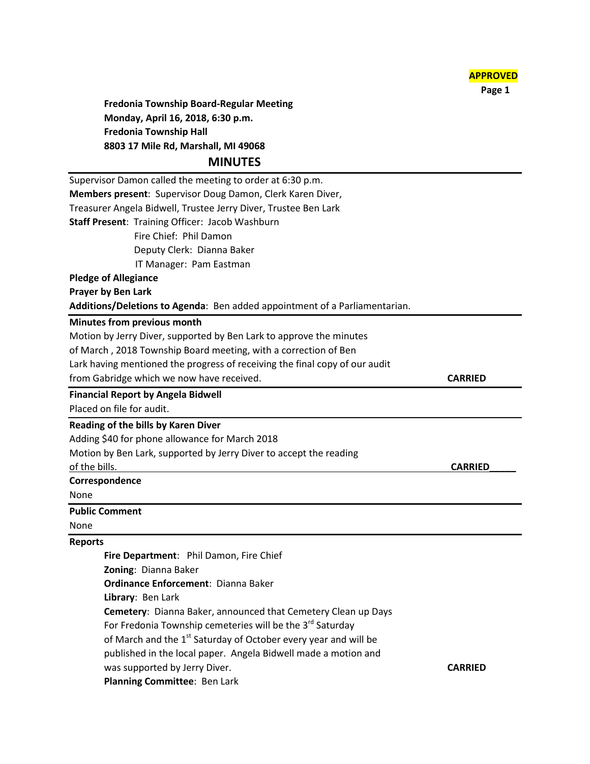**APPROVED**

**Fredonia Township Board-Regular Meeting**
**Monday, April 16, 2018, 6:30 p.m.**
**Fredonia Township Hall**
**8803 17 Mile Rd, Marshall, MI 49068**

# MINUTES

Supervisor Damon called the meeting to order at 6:30 p.m.

**Members present**: Supervisor Doug Damon, Clerk Karen Diver, Treasurer Angela Bidwell, Trustee Jerry Diver, Trustee Ben Lark

**Staff Present**: Training Officer: Jacob Washburn
Fire Chief: Phil Damon
Deputy Clerk: Dianna Baker
IT Manager: Pam Eastman

**Pledge of Allegiance**

**Prayer by Ben Lark**

**Additions/Deletions to Agenda**: Ben added appointment of a Parliamentarian.

**Minutes from previous month**

Motion by Jerry Diver, supported by Ben Lark to approve the minutes of March , 2018 Township Board meeting, with a correction of Ben Lark having mentioned the progress of receiving the final copy of our audit from Gabridge which we now have received. **CARRIED**

**Financial Report by Angela Bidwell**

Placed on file for audit.

**Reading of the bills by Karen Diver**

Adding $40 for phone allowance for March 2018

Motion by Ben Lark, supported by Jerry Diver to accept the reading of the bills. **CARRIED**

**Correspondence**

None

**Public Comment**

None

**Reports**

**Fire Department**: Phil Damon, Fire Chief

**Zoning**: Dianna Baker

**Ordinance Enforcement**: Dianna Baker

**Library**: Ben Lark

**Cemetery**: Dianna Baker, announced that Cemetery Clean up Days For Fredonia Township cemeteries will be the 3rd Saturday of March and the 1st Saturday of October every year and will be published in the local paper. Angela Bidwell made a motion and was supported by Jerry Diver. **CARRIED**

**Planning Committee**: Ben Lark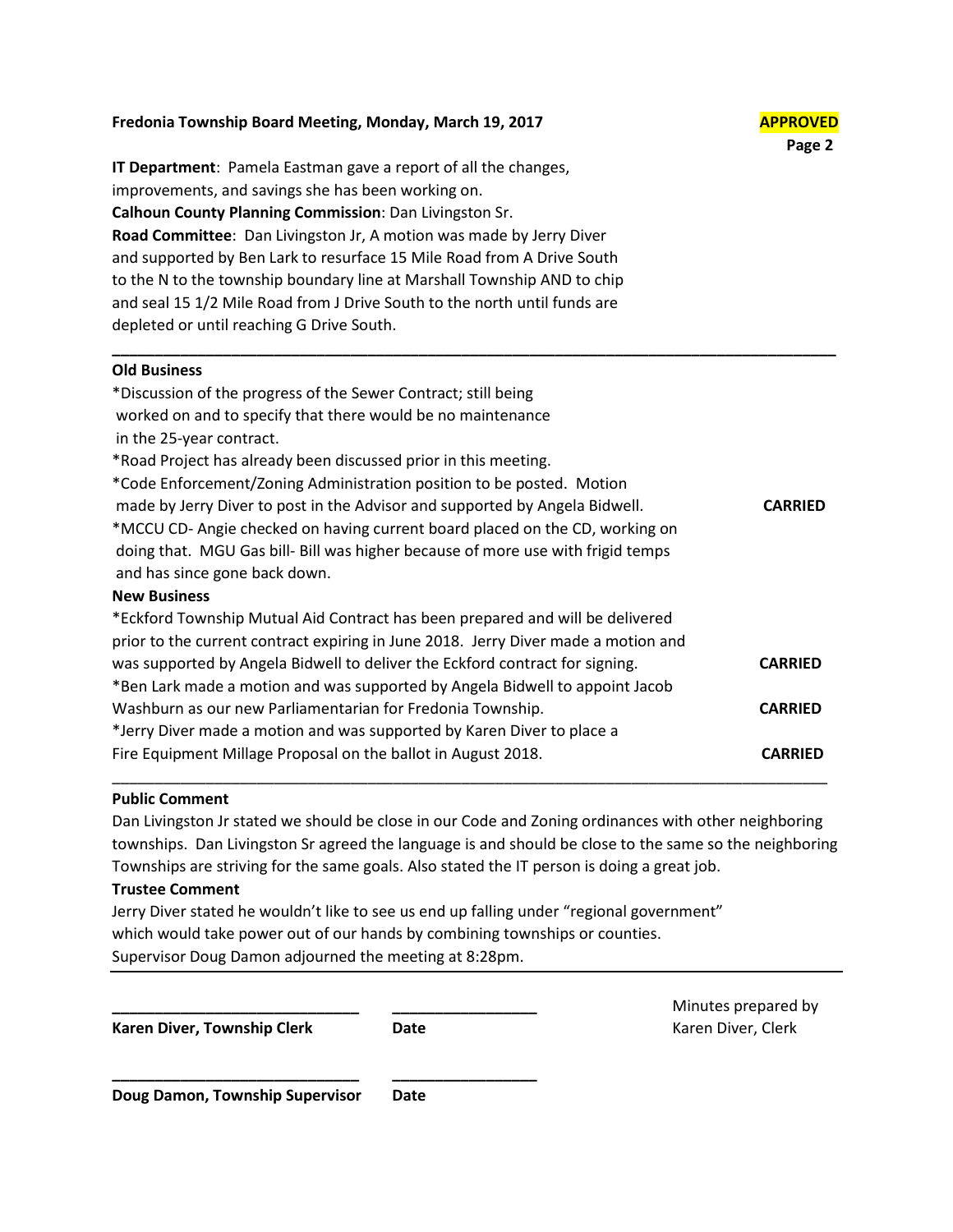**Fredonia Township Board Meeting, Monday, March 19, 2017** **APPROVED**

**IT Department**: Pamela Eastman gave a report of all the changes, improvements, and savings she has been working on.
**Calhoun County Planning Commission**: Dan Livingston Sr.
**Road Committee**: Dan Livingston Jr, A motion was made by Jerry Diver and supported by Ben Lark to resurface 15 Mile Road from A Drive South to the N to the township boundary line at Marshall Township AND to chip and seal 15 1/2 Mile Road from J Drive South to the north until funds are depleted or until reaching G Drive South.

---

**Old Business**

*Discussion of the progress of the Sewer Contract; still being worked on and to specify that there would be no maintenance in the 25-year contract.
*Road Project has already been discussed prior in this meeting.
*Code Enforcement/Zoning Administration position to be posted. Motion made by Jerry Diver to post in the Advisor and supported by Angela Bidwell. **CARRIED**
*MCCU CD- Angie checked on having current board placed on the CD, working on doing that. MGU Gas bill- Bill was higher because of more use with frigid temps and has since gone back down.

**New Business**

*Eckford Township Mutual Aid Contract has been prepared and will be delivered prior to the current contract expiring in June 2018. Jerry Diver made a motion and was supported by Angela Bidwell to deliver the Eckford contract for signing. **CARRIED**
*Ben Lark made a motion and was supported by Angela Bidwell to appoint Jacob Washburn as our new Parliamentarian for Fredonia Township. **CARRIED**
*Jerry Diver made a motion and was supported by Karen Diver to place a Fire Equipment Millage Proposal on the ballot in August 2018. **CARRIED**

---

**Public Comment**

Dan Livingston Jr stated we should be close in our Code and Zoning ordinances with other neighboring townships. Dan Livingston Sr agreed the language is and should be close to the same so the neighboring Townships are striving for the same goals. Also stated the IT person is doing a great job.

**Trustee Comment**

Jerry Diver stated he wouldn't like to see us end up falling under "regional government" which would take power out of our hands by combining townships or counties.
Supervisor Doug Damon adjourned the meeting at 8:28pm.

---

______________________________ ________________
**Karen Diver, Township Clerk** **Date**

Minutes prepared by
Karen Diver, Clerk

______________________________ ________________
**Doug Damon, Township Supervisor** **Date**